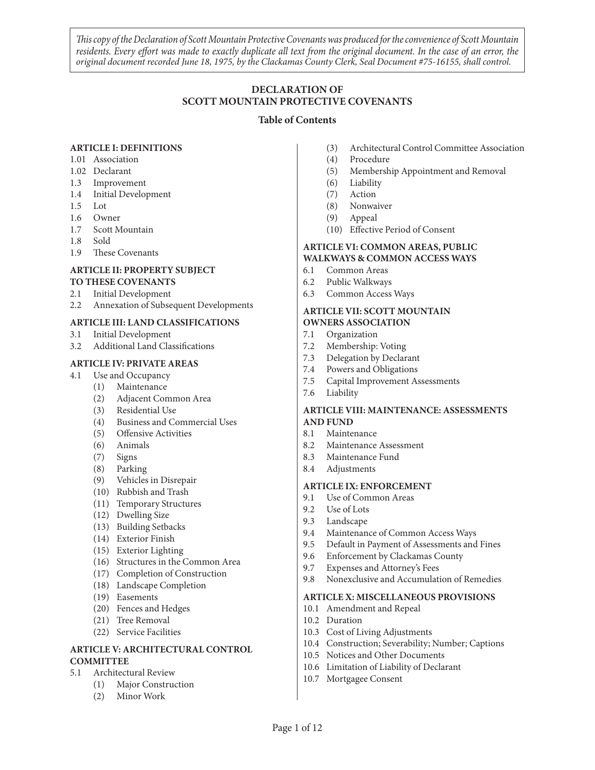*This copy of the Declaration of Scott Mountain Protective Covenants was produced for the convenience of Scott Mountain residents. Every effort was made to exactly duplicate all text from the original document. In the case of an error, the original document recorded June 18, 1975, by the Clackamas County Clerk, Seal Document #75-16155, shall control.*

# DECLARATION OF SCOTT MOUNTAIN PROTECTIVE COVENANTS

## Table of Contents

**ARTICLE I: DEFINITIONS**

- 1.01 Association
- 1.02 Declarant
- 1.3 Improvement
- 1.4 Initial Development
- 1.5 Lot
- 1.6 Owner
- 1.7 Scott Mountain
- 1.8 Sold
- 1.9 These Covenants

**ARTICLE II: PROPERTY SUBJECT TO THESE COVENANTS**

- 2.1 Initial Development
- 2.2 Annexation of Subsequent Developments

**ARTICLE III: LAND CLASSIFICATIONS**

- 3.1 Initial Development
- 3.2 Additional Land Classifications

**ARTICLE IV: PRIVATE AREAS**

- 4.1 Use and Occupancy
  - (1) Maintenance
  - (2) Adjacent Common Area
  - (3) Residential Use
  - (4) Business and Commercial Uses
  - (5) Offensive Activities
  - (6) Animals
  - (7) Signs
  - (8) Parking
  - (9) Vehicles in Disrepair
  - (10) Rubbish and Trash
  - (11) Temporary Structures
  - (12) Dwelling Size
  - (13) Building Setbacks
  - (14) Exterior Finish
  - (15) Exterior Lighting
  - (16) Structures in the Common Area
  - (17) Completion of Construction
  - (18) Landscape Completion
  - (19) Easements
  - (20) Fences and Hedges
  - (21) Tree Removal
  - (22) Service Facilities

**ARTICLE V: ARCHITECTURAL CONTROL COMMITTEE**

- 5.1 Architectural Review
  - (1) Major Construction
  - (2) Minor Work
  - (3) Architectural Control Committee Association
  - (4) Procedure
  - (5) Membership Appointment and Removal
  - (6) Liability
  - (7) Action
  - (8) Nonwaiver
  - (9) Appeal
  - (10) Effective Period of Consent

**ARTICLE VI: COMMON AREAS, PUBLIC WALKWAYS & COMMON ACCESS WAYS**

- 6.1 Common Areas
- 6.2 Public Walkways
- 6.3 Common Access Ways

**ARTICLE VII: SCOTT MOUNTAIN OWNERS ASSOCIATION**

- 7.1 Organization
- 7.2 Membership: Voting
- 7.3 Delegation by Declarant
- 7.4 Powers and Obligations
- 7.5 Capital Improvement Assessments
- 7.6 Liability

**ARTICLE VIII: MAINTENANCE: ASSESSMENTS AND FUND**

- 8.1 Maintenance
- 8.2 Maintenance Assessment
- 8.3 Maintenance Fund
- 8.4 Adjustments

**ARTICLE IX: ENFORCEMENT**

- 9.1 Use of Common Areas
- 9.2 Use of Lots
- 9.3 Landscape
- 9.4 Maintenance of Common Access Ways
- 9.5 Default in Payment of Assessments and Fines
- 9.6 Enforcement by Clackamas County
- 9.7 Expenses and Attorney's Fees
- 9.8 Nonexclusive and Accumulation of Remedies

**ARTICLE X: MISCELLANEOUS PROVISIONS**

- 10.1 Amendment and Repeal
- 10.2 Duration
- 10.3 Cost of Living Adjustments
- 10.4 Construction; Severability; Number; Captions
- 10.5 Notices and Other Documents
- 10.6 Limitation of Liability of Declarant
- 10.7 Mortgagee Consent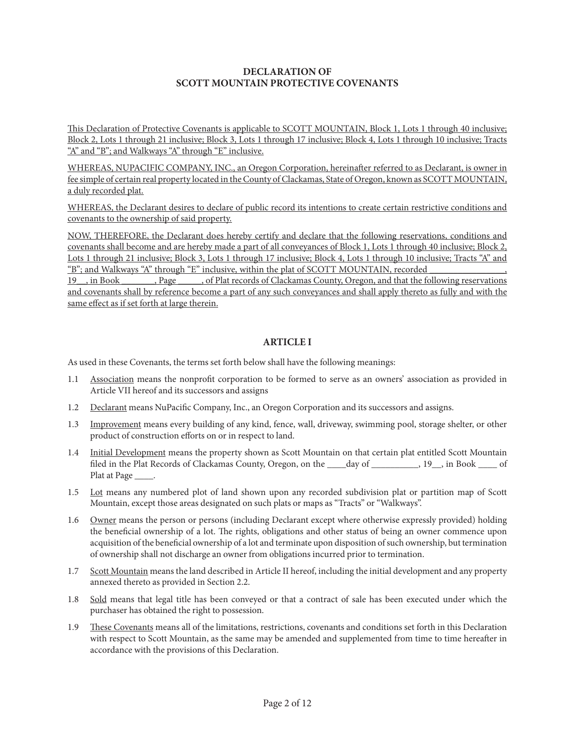## DECLARATION OF SCOTT MOUNTAIN PROTECTIVE COVENANTS

This Declaration of Protective Covenants is applicable to SCOTT MOUNTAIN, Block 1, Lots 1 through 40 inclusive; Block 2, Lots 1 through 21 inclusive; Block 3, Lots 1 through 17 inclusive; Block 4, Lots 1 through 10 inclusive; Tracts "A" and "B"; and Walkways "A" through "E" inclusive.

WHEREAS, NUPACIFIC COMPANY, INC., an Oregon Corporation, hereinafter referred to as Declarant, is owner in fee simple of certain real property located in the County of Clackamas, State of Oregon, known as SCOTT MOUNTAIN, a duly recorded plat.

WHEREAS, the Declarant desires to declare of public record its intentions to create certain restrictive conditions and covenants to the ownership of said property.

NOW, THEREFORE, the Declarant does hereby certify and declare that the following reservations, conditions and covenants shall become and are hereby made a part of all conveyances of Block 1, Lots 1 through 40 inclusive; Block 2, Lots 1 through 21 inclusive; Block 3, Lots 1 through 17 inclusive; Block 4, Lots 1 through 10 inclusive; Tracts "A" and "B"; and Walkways "A" through "E" inclusive, within the plat of SCOTT MOUNTAIN, recorded ________________, 19__, in Book _______, Page _____, of Plat records of Clackamas County, Oregon, and that the following reservations and covenants shall by reference become a part of any such conveyances and shall apply thereto as fully and with the same effect as if set forth at large therein.

### ARTICLE I

As used in these Covenants, the terms set forth below shall have the following meanings:

1.1 Association means the nonprofit corporation to be formed to serve as an owners' association as provided in Article VII hereof and its successors and assigns

1.2 Declarant means NuPacific Company, Inc., an Oregon Corporation and its successors and assigns.

1.3 Improvement means every building of any kind, fence, wall, driveway, swimming pool, storage shelter, or other product of construction efforts on or in respect to land.

1.4 Initial Development means the property shown as Scott Mountain on that certain plat entitled Scott Mountain filed in the Plat Records of Clackamas County, Oregon, on the ____day of __________, 19__, in Book ____ of Plat at Page ____.

1.5 Lot means any numbered plot of land shown upon any recorded subdivision plat or partition map of Scott Mountain, except those areas designated on such plats or maps as "Tracts" or "Walkways".

1.6 Owner means the person or persons (including Declarant except where otherwise expressly provided) holding the beneficial ownership of a lot. The rights, obligations and other status of being an owner commence upon acquisition of the beneficial ownership of a lot and terminate upon disposition of such ownership, but termination of ownership shall not discharge an owner from obligations incurred prior to termination.

1.7 Scott Mountain means the land described in Article II hereof, including the initial development and any property annexed thereto as provided in Section 2.2.

1.8 Sold means that legal title has been conveyed or that a contract of sale has been executed under which the purchaser has obtained the right to possession.

1.9 These Covenants means all of the limitations, restrictions, covenants and conditions set forth in this Declaration with respect to Scott Mountain, as the same may be amended and supplemented from time to time hereafter in accordance with the provisions of this Declaration.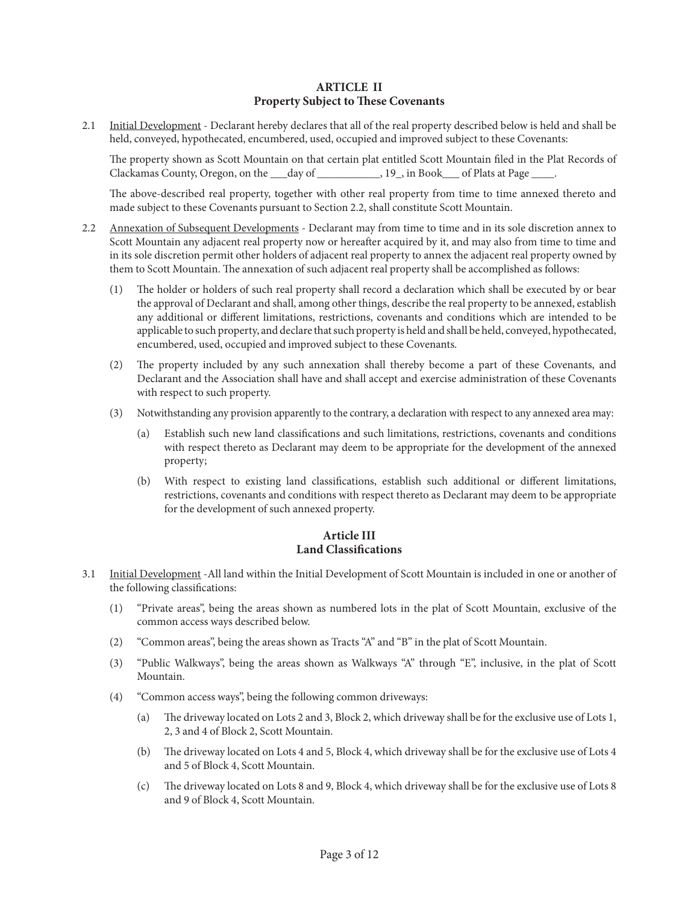## ARTICLE II
## Property Subject to These Covenants

2.1 Initial Development - Declarant hereby declares that all of the real property described below is held and shall be held, conveyed, hypothecated, encumbered, used, occupied and improved subject to these Covenants:

The property shown as Scott Mountain on that certain plat entitled Scott Mountain filed in the Plat Records of Clackamas County, Oregon, on the ___day of ___________, 19_, in Book___ of Plats at Page ____.

The above-described real property, together with other real property from time to time annexed thereto and made subject to these Covenants pursuant to Section 2.2, shall constitute Scott Mountain.

2.2 Annexation of Subsequent Developments - Declarant may from time to time and in its sole discretion annex to Scott Mountain any adjacent real property now or hereafter acquired by it, and may also from time to time and in its sole discretion permit other holders of adjacent real property to annex the adjacent real property owned by them to Scott Mountain. The annexation of such adjacent real property shall be accomplished as follows:

(1) The holder or holders of such real property shall record a declaration which shall be executed by or bear the approval of Declarant and shall, among other things, describe the real property to be annexed, establish any additional or different limitations, restrictions, covenants and conditions which are intended to be applicable to such property, and declare that such property is held and shall be held, conveyed, hypothecated, encumbered, used, occupied and improved subject to these Covenants.

(2) The property included by any such annexation shall thereby become a part of these Covenants, and Declarant and the Association shall have and shall accept and exercise administration of these Covenants with respect to such property.

(3) Notwithstanding any provision apparently to the contrary, a declaration with respect to any annexed area may:

(a) Establish such new land classifications and such limitations, restrictions, covenants and conditions with respect thereto as Declarant may deem to be appropriate for the development of the annexed property;

(b) With respect to existing land classifications, establish such additional or different limitations, restrictions, covenants and conditions with respect thereto as Declarant may deem to be appropriate for the development of such annexed property.

## Article III
## Land Classifications

3.1 Initial Development -All land within the Initial Development of Scott Mountain is included in one or another of the following classifications:

(1) "Private areas", being the areas shown as numbered lots in the plat of Scott Mountain, exclusive of the common access ways described below.

(2) "Common areas", being the areas shown as Tracts "A" and "B" in the plat of Scott Mountain.

(3) "Public Walkways", being the areas shown as Walkways "A" through "E", inclusive, in the plat of Scott Mountain.

(4) "Common access ways", being the following common driveways:

(a) The driveway located on Lots 2 and 3, Block 2, which driveway shall be for the exclusive use of Lots 1, 2, 3 and 4 of Block 2, Scott Mountain.

(b) The driveway located on Lots 4 and 5, Block 4, which driveway shall be for the exclusive use of Lots 4 and 5 of Block 4, Scott Mountain.

(c) The driveway located on Lots 8 and 9, Block 4, which driveway shall be for the exclusive use of Lots 8 and 9 of Block 4, Scott Mountain.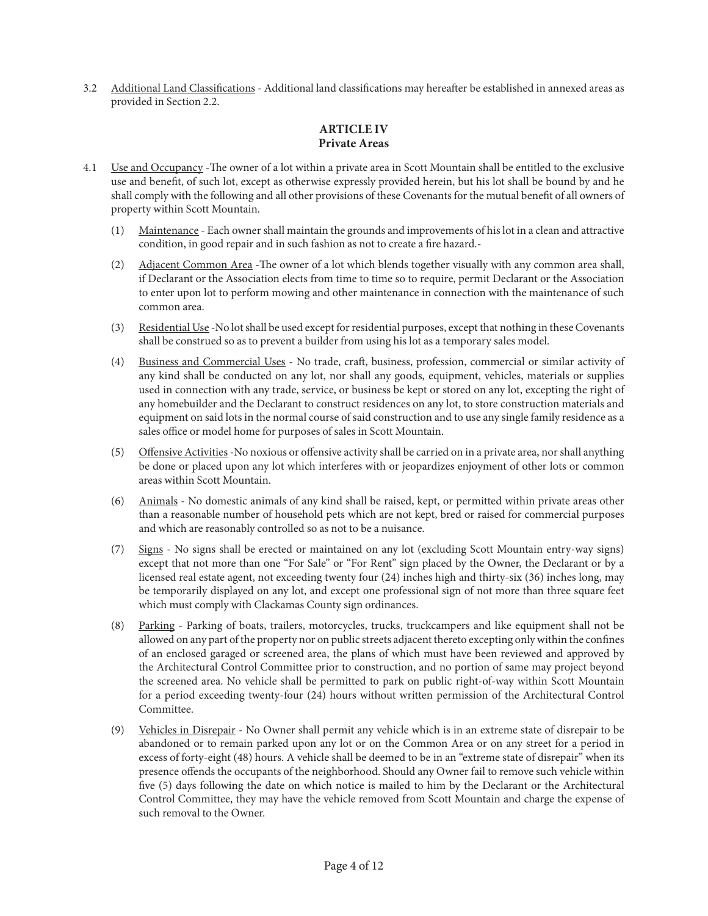3.2 Additional Land Classifications - Additional land classifications may hereafter be established in annexed areas as provided in Section 2.2.

## ARTICLE IV
## Private Areas

4.1 Use and Occupancy -The owner of a lot within a private area in Scott Mountain shall be entitled to the exclusive use and benefit, of such lot, except as otherwise expressly provided herein, but his lot shall be bound by and he shall comply with the following and all other provisions of these Covenants for the mutual benefit of all owners of property within Scott Mountain.

(1) Maintenance - Each owner shall maintain the grounds and improvements of his lot in a clean and attractive condition, in good repair and in such fashion as not to create a fire hazard.-

(2) Adjacent Common Area -The owner of a lot which blends together visually with any common area shall, if Declarant or the Association elects from time to time so to require, permit Declarant or the Association to enter upon lot to perform mowing and other maintenance in connection with the maintenance of such common area.

(3) Residential Use -No lot shall be used except for residential purposes, except that nothing in these Covenants shall be construed so as to prevent a builder from using his lot as a temporary sales model.

(4) Business and Commercial Uses - No trade, craft, business, profession, commercial or similar activity of any kind shall be conducted on any lot, nor shall any goods, equipment, vehicles, materials or supplies used in connection with any trade, service, or business be kept or stored on any lot, excepting the right of any homebuilder and the Declarant to construct residences on any lot, to store construction materials and equipment on said lots in the normal course of said construction and to use any single family residence as a sales office or model home for purposes of sales in Scott Mountain.

(5) Offensive Activities -No noxious or offensive activity shall be carried on in a private area, nor shall anything be done or placed upon any lot which interferes with or jeopardizes enjoyment of other lots or common areas within Scott Mountain.

(6) Animals - No domestic animals of any kind shall be raised, kept, or permitted within private areas other than a reasonable number of household pets which are not kept, bred or raised for commercial purposes and which are reasonably controlled so as not to be a nuisance.

(7) Signs - No signs shall be erected or maintained on any lot (excluding Scott Mountain entry-way signs) except that not more than one "For Sale" or "For Rent" sign placed by the Owner, the Declarant or by a licensed real estate agent, not exceeding twenty four (24) inches high and thirty-six (36) inches long, may be temporarily displayed on any lot, and except one professional sign of not more than three square feet which must comply with Clackamas County sign ordinances.

(8) Parking - Parking of boats, trailers, motorcycles, trucks, truckcampers and like equipment shall not be allowed on any part of the property nor on public streets adjacent thereto excepting only within the confines of an enclosed garaged or screened area, the plans of which must have been reviewed and approved by the Architectural Control Committee prior to construction, and no portion of same may project beyond the screened area. No vehicle shall be permitted to park on public right-of-way within Scott Mountain for a period exceeding twenty-four (24) hours without written permission of the Architectural Control Committee.

(9) Vehicles in Disrepair - No Owner shall permit any vehicle which is in an extreme state of disrepair to be abandoned or to remain parked upon any lot or on the Common Area or on any street for a period in excess of forty-eight (48) hours. A vehicle shall be deemed to be in an "extreme state of disrepair" when its presence offends the occupants of the neighborhood. Should any Owner fail to remove such vehicle within five (5) days following the date on which notice is mailed to him by the Declarant or the Architectural Control Committee, they may have the vehicle removed from Scott Mountain and charge the expense of such removal to the Owner.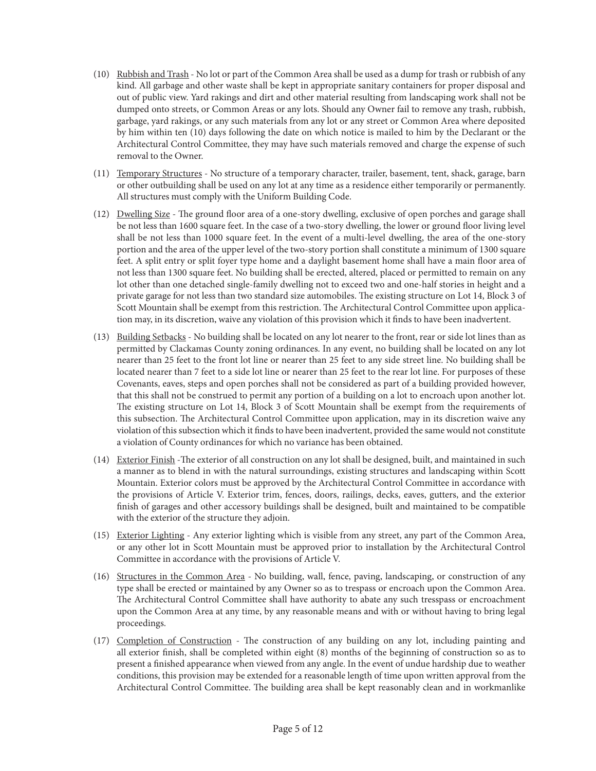(10) Rubbish and Trash - No lot or part of the Common Area shall be used as a dump for trash or rubbish of any kind. All garbage and other waste shall be kept in appropriate sanitary containers for proper disposal and out of public view. Yard rakings and dirt and other material resulting from landscaping work shall not be dumped onto streets, or Common Areas or any lots. Should any Owner fail to remove any trash, rubbish, garbage, yard rakings, or any such materials from any lot or any street or Common Area where deposited by him within ten (10) days following the date on which notice is mailed to him by the Declarant or the Architectural Control Committee, they may have such materials removed and charge the expense of such removal to the Owner.

(11) Temporary Structures - No structure of a temporary character, trailer, basement, tent, shack, garage, barn or other outbuilding shall be used on any lot at any time as a residence either temporarily or permanently. All structures must comply with the Uniform Building Code.

(12) Dwelling Size - The ground floor area of a one-story dwelling, exclusive of open porches and garage shall be not less than 1600 square feet. In the case of a two-story dwelling, the lower or ground floor living level shall be not less than 1000 square feet. In the event of a multi-level dwelling, the area of the one-story portion and the area of the upper level of the two-story portion shall constitute a minimum of 1300 square feet. A split entry or split foyer type home and a daylight basement home shall have a main floor area of not less than 1300 square feet. No building shall be erected, altered, placed or permitted to remain on any lot other than one detached single-family dwelling not to exceed two and one-half stories in height and a private garage for not less than two standard size automobiles. The existing structure on Lot 14, Block 3 of Scott Mountain shall be exempt from this restriction. The Architectural Control Committee upon application may, in its discretion, waive any violation of this provision which it finds to have been inadvertent.

(13) Building Setbacks - No building shall be located on any lot nearer to the front, rear or side lot lines than as permitted by Clackamas County zoning ordinances. In any event, no building shall be located on any lot nearer than 25 feet to the front lot line or nearer than 25 feet to any side street line. No building shall be located nearer than 7 feet to a side lot line or nearer than 25 feet to the rear lot line. For purposes of these Covenants, eaves, steps and open porches shall not be considered as part of a building provided however, that this shall not be construed to permit any portion of a building on a lot to encroach upon another lot. The existing structure on Lot 14, Block 3 of Scott Mountain shall be exempt from the requirements of this subsection. The Architectural Control Committee upon application, may in its discretion waive any violation of this subsection which it finds to have been inadvertent, provided the same would not constitute a violation of County ordinances for which no variance has been obtained.

(14) Exterior Finish -The exterior of all construction on any lot shall be designed, built, and maintained in such a manner as to blend in with the natural surroundings, existing structures and landscaping within Scott Mountain. Exterior colors must be approved by the Architectural Control Committee in accordance with the provisions of Article V. Exterior trim, fences, doors, railings, decks, eaves, gutters, and the exterior finish of garages and other accessory buildings shall be designed, built and maintained to be compatible with the exterior of the structure they adjoin.

(15) Exterior Lighting - Any exterior lighting which is visible from any street, any part of the Common Area, or any other lot in Scott Mountain must be approved prior to installation by the Architectural Control Committee in accordance with the provisions of Article V.

(16) Structures in the Common Area - No building, wall, fence, paving, landscaping, or construction of any type shall be erected or maintained by any Owner so as to trespass or encroach upon the Common Area. The Architectural Control Committee shall have authority to abate any such tresspass or encroachment upon the Common Area at any time, by any reasonable means and with or without having to bring legal proceedings.

(17) Completion of Construction - The construction of any building on any lot, including painting and all exterior finish, shall be completed within eight (8) months of the beginning of construction so as to present a finished appearance when viewed from any angle. In the event of undue hardship due to weather conditions, this provision may be extended for a reasonable length of time upon written approval from the Architectural Control Committee. The building area shall be kept reasonably clean and in workmanlike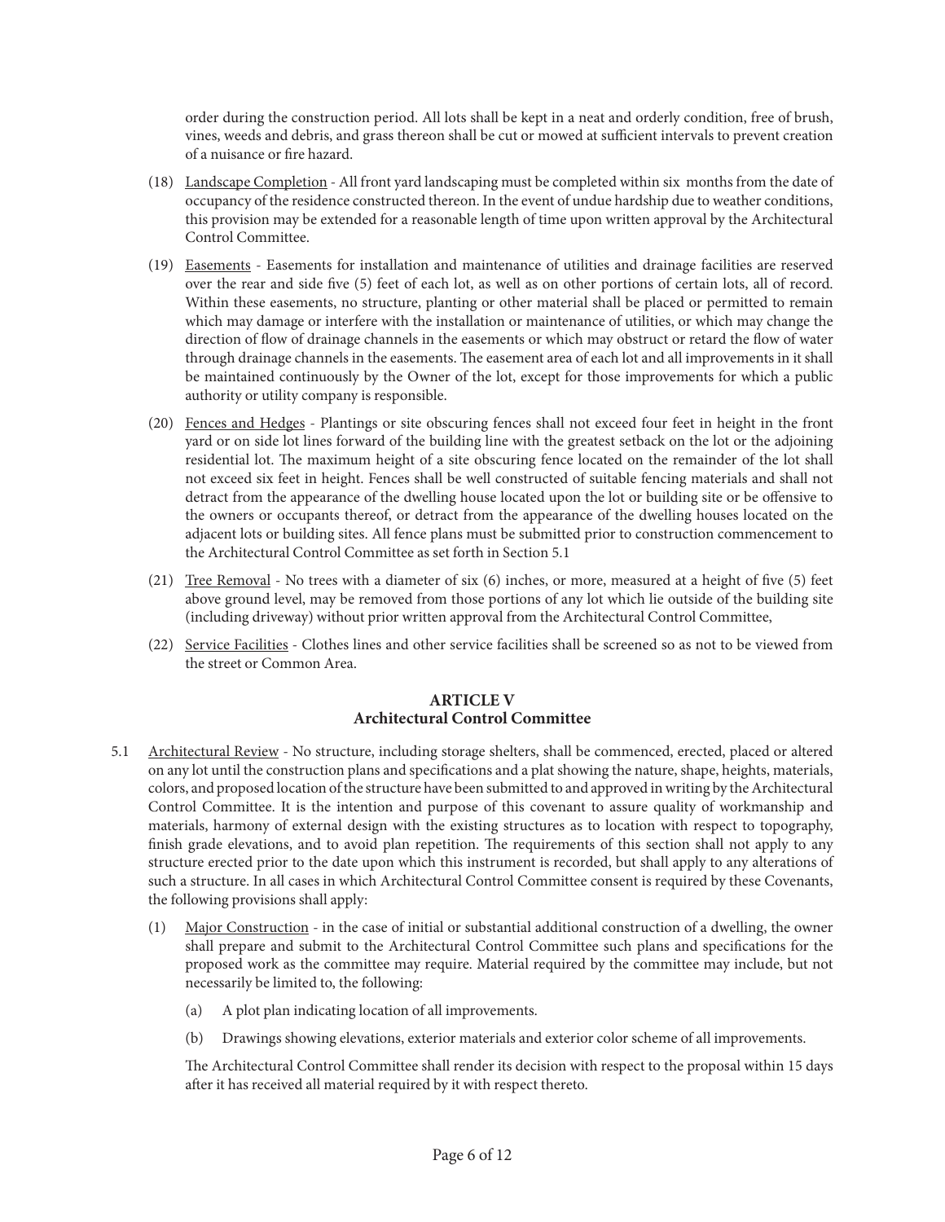order during the construction period. All lots shall be kept in a neat and orderly condition, free of brush, vines, weeds and debris, and grass thereon shall be cut or mowed at sufficient intervals to prevent creation of a nuisance or fire hazard.

(18) Landscape Completion - All front yard landscaping must be completed within six months from the date of occupancy of the residence constructed thereon. In the event of undue hardship due to weather conditions, this provision may be extended for a reasonable length of time upon written approval by the Architectural Control Committee.

(19) Easements - Easements for installation and maintenance of utilities and drainage facilities are reserved over the rear and side five (5) feet of each lot, as well as on other portions of certain lots, all of record. Within these easements, no structure, planting or other material shall be placed or permitted to remain which may damage or interfere with the installation or maintenance of utilities, or which may change the direction of flow of drainage channels in the easements or which may obstruct or retard the flow of water through drainage channels in the easements. The easement area of each lot and all improvements in it shall be maintained continuously by the Owner of the lot, except for those improvements for which a public authority or utility company is responsible.

(20) Fences and Hedges - Plantings or site obscuring fences shall not exceed four feet in height in the front yard or on side lot lines forward of the building line with the greatest setback on the lot or the adjoining residential lot. The maximum height of a site obscuring fence located on the remainder of the lot shall not exceed six feet in height. Fences shall be well constructed of suitable fencing materials and shall not detract from the appearance of the dwelling house located upon the lot or building site or be offensive to the owners or occupants thereof, or detract from the appearance of the dwelling houses located on the adjacent lots or building sites. All fence plans must be submitted prior to construction commencement to the Architectural Control Committee as set forth in Section 5.1

(21) Tree Removal - No trees with a diameter of six (6) inches, or more, measured at a height of five (5) feet above ground level, may be removed from those portions of any lot which lie outside of the building site (including driveway) without prior written approval from the Architectural Control Committee,

(22) Service Facilities - Clothes lines and other service facilities shall be screened so as not to be viewed from the street or Common Area.

## ARTICLE V
## Architectural Control Committee

5.1 Architectural Review - No structure, including storage shelters, shall be commenced, erected, placed or altered on any lot until the construction plans and specifications and a plat showing the nature, shape, heights, materials, colors, and proposed location of the structure have been submitted to and approved in writing by the Architectural Control Committee. It is the intention and purpose of this covenant to assure quality of workmanship and materials, harmony of external design with the existing structures as to location with respect to topography, finish grade elevations, and to avoid plan repetition. The requirements of this section shall not apply to any structure erected prior to the date upon which this instrument is recorded, but shall apply to any alterations of such a structure. In all cases in which Architectural Control Committee consent is required by these Covenants, the following provisions shall apply:

(1) Major Construction - in the case of initial or substantial additional construction of a dwelling, the owner shall prepare and submit to the Architectural Control Committee such plans and specifications for the proposed work as the committee may require. Material required by the committee may include, but not necessarily be limited to, the following:

(a) A plot plan indicating location of all improvements.

(b) Drawings showing elevations, exterior materials and exterior color scheme of all improvements.

The Architectural Control Committee shall render its decision with respect to the proposal within 15 days after it has received all material required by it with respect thereto.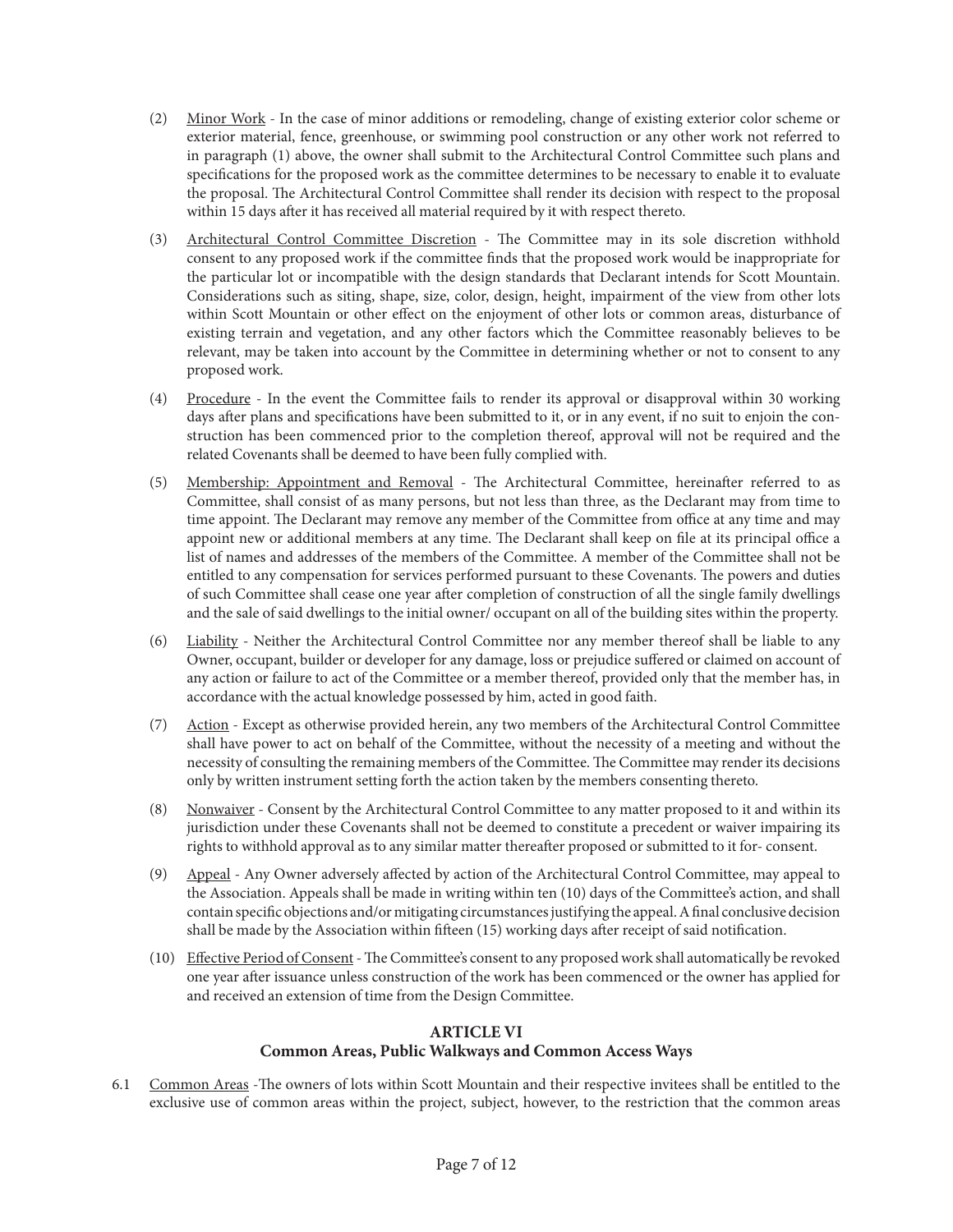(2) Minor Work - In the case of minor additions or remodeling, change of existing exterior color scheme or exterior material, fence, greenhouse, or swimming pool construction or any other work not referred to in paragraph (1) above, the owner shall submit to the Architectural Control Committee such plans and specifications for the proposed work as the committee determines to be necessary to enable it to evaluate the proposal. The Architectural Control Committee shall render its decision with respect to the proposal within 15 days after it has received all material required by it with respect thereto.

(3) Architectural Control Committee Discretion - The Committee may in its sole discretion withhold consent to any proposed work if the committee finds that the proposed work would be inappropriate for the particular lot or incompatible with the design standards that Declarant intends for Scott Mountain. Considerations such as siting, shape, size, color, design, height, impairment of the view from other lots within Scott Mountain or other effect on the enjoyment of other lots or common areas, disturbance of existing terrain and vegetation, and any other factors which the Committee reasonably believes to be relevant, may be taken into account by the Committee in determining whether or not to consent to any proposed work.

(4) Procedure - In the event the Committee fails to render its approval or disapproval within 30 working days after plans and specifications have been submitted to it, or in any event, if no suit to enjoin the construction has been commenced prior to the completion thereof, approval will not be required and the related Covenants shall be deemed to have been fully complied with.

(5) Membership: Appointment and Removal - The Architectural Committee, hereinafter referred to as Committee, shall consist of as many persons, but not less than three, as the Declarant may from time to time appoint. The Declarant may remove any member of the Committee from office at any time and may appoint new or additional members at any time. The Declarant shall keep on file at its principal office a list of names and addresses of the members of the Committee. A member of the Committee shall not be entitled to any compensation for services performed pursuant to these Covenants. The powers and duties of such Committee shall cease one year after completion of construction of all the single family dwellings and the sale of said dwellings to the initial owner/ occupant on all of the building sites within the property.

(6) Liability - Neither the Architectural Control Committee nor any member thereof shall be liable to any Owner, occupant, builder or developer for any damage, loss or prejudice suffered or claimed on account of any action or failure to act of the Committee or a member thereof, provided only that the member has, in accordance with the actual knowledge possessed by him, acted in good faith.

(7) Action - Except as otherwise provided herein, any two members of the Architectural Control Committee shall have power to act on behalf of the Committee, without the necessity of a meeting and without the necessity of consulting the remaining members of the Committee. The Committee may render its decisions only by written instrument setting forth the action taken by the members consenting thereto.

(8) Nonwaiver - Consent by the Architectural Control Committee to any matter proposed to it and within its jurisdiction under these Covenants shall not be deemed to constitute a precedent or waiver impairing its rights to withhold approval as to any similar matter thereafter proposed or submitted to it for- consent.

(9) Appeal - Any Owner adversely affected by action of the Architectural Control Committee, may appeal to the Association. Appeals shall be made in writing within ten (10) days of the Committee's action, and shall contain specific objections and/or mitigating circumstances justifying the appeal. A final conclusive decision shall be made by the Association within fifteen (15) working days after receipt of said notification.

(10) Effective Period of Consent - The Committee's consent to any proposed work shall automatically be revoked one year after issuance unless construction of the work has been commenced or the owner has applied for and received an extension of time from the Design Committee.

## ARTICLE VI
## Common Areas, Public Walkways and Common Access Ways

6.1 Common Areas -The owners of lots within Scott Mountain and their respective invitees shall be entitled to the exclusive use of common areas within the project, subject, however, to the restriction that the common areas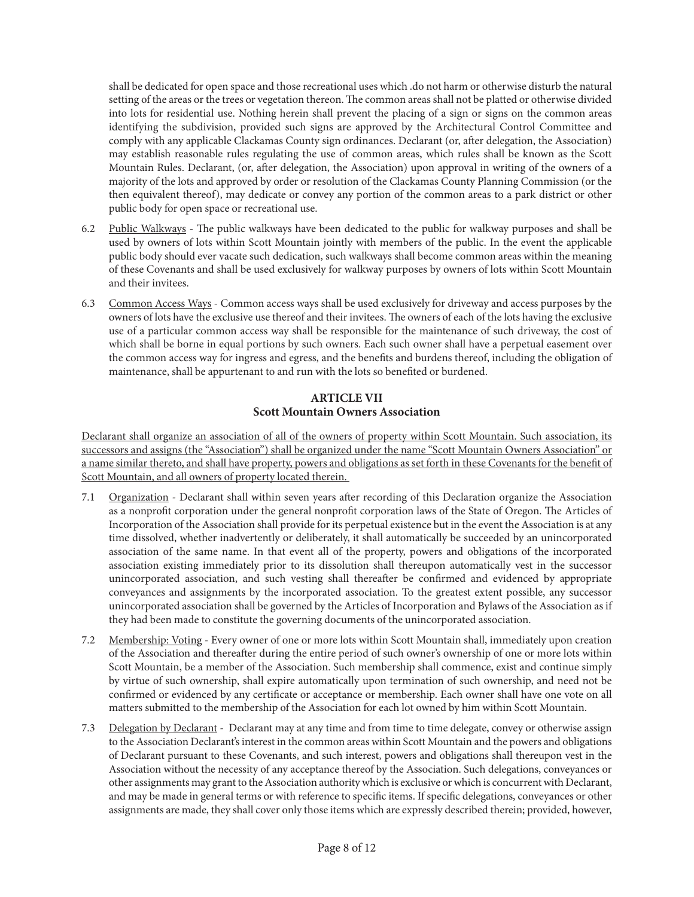shall be dedicated for open space and those recreational uses which .do not harm or otherwise disturb the natural setting of the areas or the trees or vegetation thereon. The common areas shall not be platted or otherwise divided into lots for residential use. Nothing herein shall prevent the placing of a sign or signs on the common areas identifying the subdivision, provided such signs are approved by the Architectural Control Committee and comply with any applicable Clackamas County sign ordinances. Declarant (or, after delegation, the Association) may establish reasonable rules regulating the use of common areas, which rules shall be known as the Scott Mountain Rules. Declarant, (or, after delegation, the Association) upon approval in writing of the owners of a majority of the lots and approved by order or resolution of the Clackamas County Planning Commission (or the then equivalent thereof), may dedicate or convey any portion of the common areas to a park district or other public body for open space or recreational use.

6.2 Public Walkways - The public walkways have been dedicated to the public for walkway purposes and shall be used by owners of lots within Scott Mountain jointly with members of the public. In the event the applicable public body should ever vacate such dedication, such walkways shall become common areas within the meaning of these Covenants and shall be used exclusively for walkway purposes by owners of lots within Scott Mountain and their invitees.

6.3 Common Access Ways - Common access ways shall be used exclusively for driveway and access purposes by the owners of lots have the exclusive use thereof and their invitees. The owners of each of the lots having the exclusive use of a particular common access way shall be responsible for the maintenance of such driveway, the cost of which shall be borne in equal portions by such owners. Each such owner shall have a perpetual easement over the common access way for ingress and egress, and the benefits and burdens thereof, including the obligation of maintenance, shall be appurtenant to and run with the lots so benefited or burdened.

## ARTICLE VII
## Scott Mountain Owners Association

Declarant shall organize an association of all of the owners of property within Scott Mountain. Such association, its successors and assigns (the "Association") shall be organized under the name "Scott Mountain Owners Association" or a name similar thereto, and shall have property, powers and obligations as set forth in these Covenants for the benefit of Scott Mountain, and all owners of property located therein.

7.1 Organization - Declarant shall within seven years after recording of this Declaration organize the Association as a nonprofit corporation under the general nonprofit corporation laws of the State of Oregon. The Articles of Incorporation of the Association shall provide for its perpetual existence but in the event the Association is at any time dissolved, whether inadvertently or deliberately, it shall automatically be succeeded by an unincorporated association of the same name. In that event all of the property, powers and obligations of the incorporated association existing immediately prior to its dissolution shall thereupon automatically vest in the successor unincorporated association, and such vesting shall thereafter be confirmed and evidenced by appropriate conveyances and assignments by the incorporated association. To the greatest extent possible, any successor unincorporated association shall be governed by the Articles of Incorporation and Bylaws of the Association as if they had been made to constitute the governing documents of the unincorporated association.

7.2 Membership: Voting - Every owner of one or more lots within Scott Mountain shall, immediately upon creation of the Association and thereafter during the entire period of such owner's ownership of one or more lots within Scott Mountain, be a member of the Association. Such membership shall commence, exist and continue simply by virtue of such ownership, shall expire automatically upon termination of such ownership, and need not be confirmed or evidenced by any certificate or acceptance or membership. Each owner shall have one vote on all matters submitted to the membership of the Association for each lot owned by him within Scott Mountain.

7.3 Delegation by Declarant - Declarant may at any time and from time to time delegate, convey or otherwise assign to the Association Declarant's interest in the common areas within Scott Mountain and the powers and obligations of Declarant pursuant to these Covenants, and such interest, powers and obligations shall thereupon vest in the Association without the necessity of any acceptance thereof by the Association. Such delegations, conveyances or other assignments may grant to the Association authority which is exclusive or which is concurrent with Declarant, and may be made in general terms or with reference to specific items. If specific delegations, conveyances or other assignments are made, they shall cover only those items which are expressly described therein; provided, however,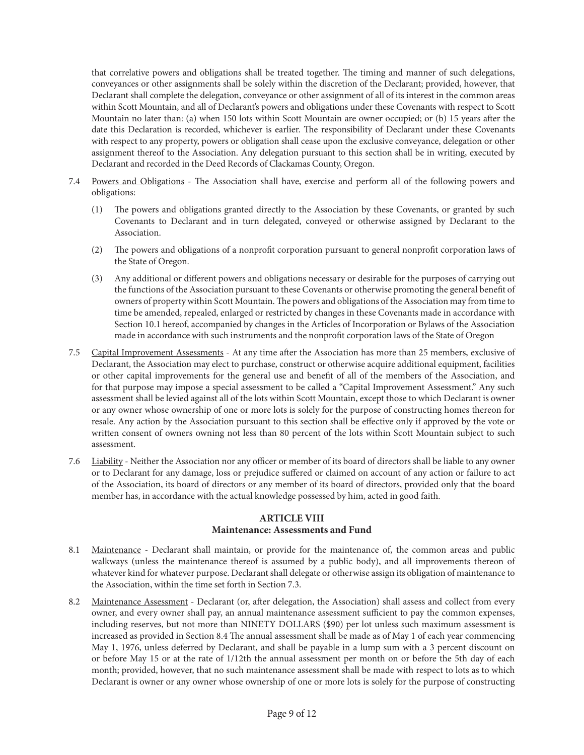that correlative powers and obligations shall be treated together. The timing and manner of such delegations, conveyances or other assignments shall be solely within the discretion of the Declarant; provided, however, that Declarant shall complete the delegation, conveyance or other assignment of all of its interest in the common areas within Scott Mountain, and all of Declarant's powers and obligations under these Covenants with respect to Scott Mountain no later than: (a) when 150 lots within Scott Mountain are owner occupied; or (b) 15 years after the date this Declaration is recorded, whichever is earlier. The responsibility of Declarant under these Covenants with respect to any property, powers or obligation shall cease upon the exclusive conveyance, delegation or other assignment thereof to the Association. Any delegation pursuant to this section shall be in writing, executed by Declarant and recorded in the Deed Records of Clackamas County, Oregon.

7.4 Powers and Obligations - The Association shall have, exercise and perform all of the following powers and obligations:

(1) The powers and obligations granted directly to the Association by these Covenants, or granted by such Covenants to Declarant and in turn delegated, conveyed or otherwise assigned by Declarant to the Association.

(2) The powers and obligations of a nonprofit corporation pursuant to general nonprofit corporation laws of the State of Oregon.

(3) Any additional or different powers and obligations necessary or desirable for the purposes of carrying out the functions of the Association pursuant to these Covenants or otherwise promoting the general benefit of owners of property within Scott Mountain. The powers and obligations of the Association may from time to time be amended, repealed, enlarged or restricted by changes in these Covenants made in accordance with Section 10.1 hereof, accompanied by changes in the Articles of Incorporation or Bylaws of the Association made in accordance with such instruments and the nonprofit corporation laws of the State of Oregon

7.5 Capital Improvement Assessments - At any time after the Association has more than 25 members, exclusive of Declarant, the Association may elect to purchase, construct or otherwise acquire additional equipment, facilities or other capital improvements for the general use and benefit of all of the members of the Association, and for that purpose may impose a special assessment to be called a "Capital Improvement Assessment." Any such assessment shall be levied against all of the lots within Scott Mountain, except those to which Declarant is owner or any owner whose ownership of one or more lots is solely for the purpose of constructing homes thereon for resale. Any action by the Association pursuant to this section shall be effective only if approved by the vote or written consent of owners owning not less than 80 percent of the lots within Scott Mountain subject to such assessment.

7.6 Liability - Neither the Association nor any officer or member of its board of directors shall be liable to any owner or to Declarant for any damage, loss or prejudice suffered or claimed on account of any action or failure to act of the Association, its board of directors or any member of its board of directors, provided only that the board member has, in accordance with the actual knowledge possessed by him, acted in good faith.

## ARTICLE VIII
## Maintenance: Assessments and Fund

8.1 Maintenance - Declarant shall maintain, or provide for the maintenance of, the common areas and public walkways (unless the maintenance thereof is assumed by a public body), and all improvements thereon of whatever kind for whatever purpose. Declarant shall delegate or otherwise assign its obligation of maintenance to the Association, within the time set forth in Section 7.3.

8.2 Maintenance Assessment - Declarant (or, after delegation, the Association) shall assess and collect from every owner, and every owner shall pay, an annual maintenance assessment sufficient to pay the common expenses, including reserves, but not more than NINETY DOLLARS ($90) per lot unless such maximum assessment is increased as provided in Section 8.4 The annual assessment shall be made as of May 1 of each year commencing May 1, 1976, unless deferred by Declarant, and shall be payable in a lump sum with a 3 percent discount on or before May 15 or at the rate of 1/12th the annual assessment per month on or before the 5th day of each month; provided, however, that no such maintenance assessment shall be made with respect to lots as to which Declarant is owner or any owner whose ownership of one or more lots is solely for the purpose of constructing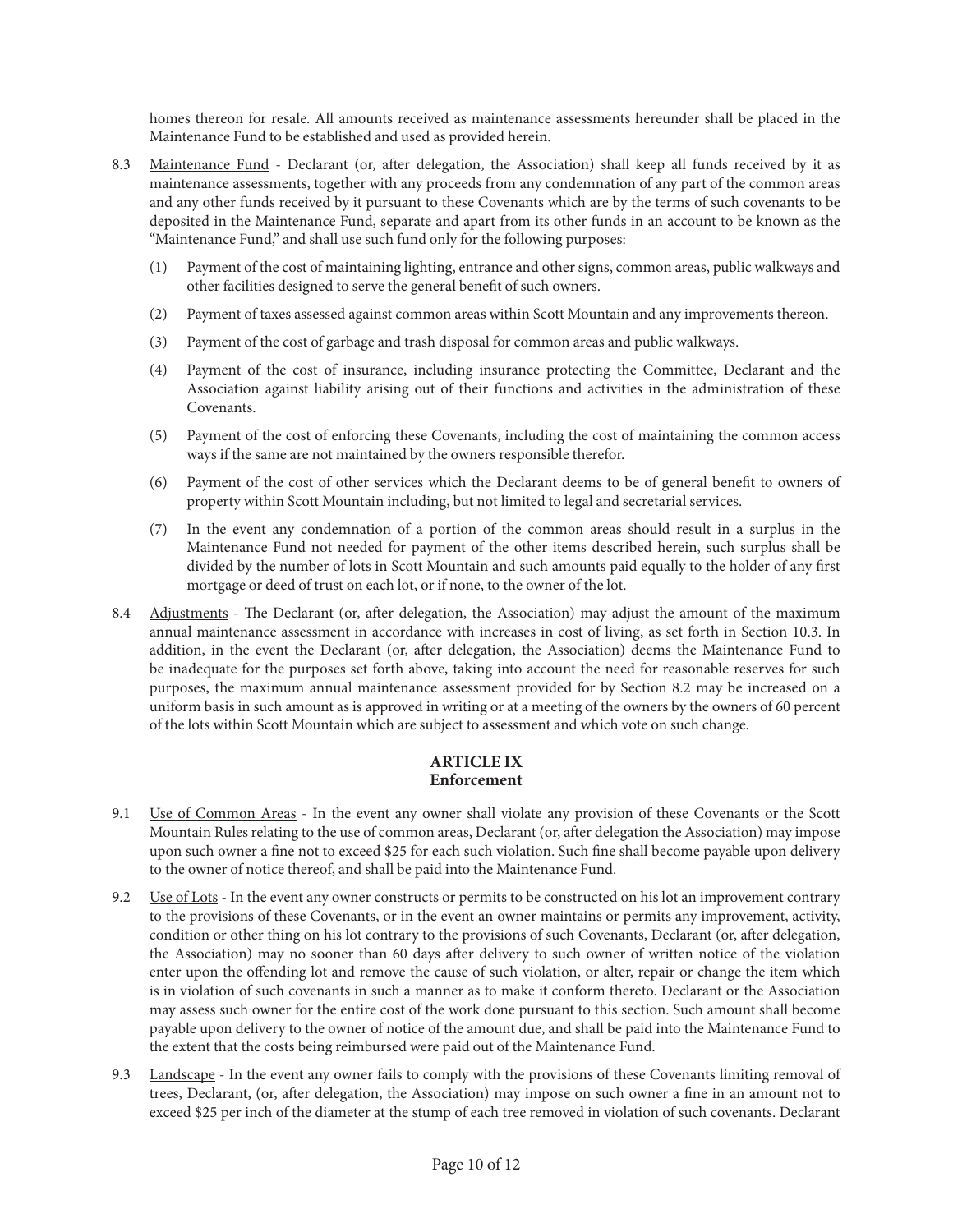homes thereon for resale. All amounts received as maintenance assessments hereunder shall be placed in the Maintenance Fund to be established and used as provided herein.

8.3 Maintenance Fund - Declarant (or, after delegation, the Association) shall keep all funds received by it as maintenance assessments, together with any proceeds from any condemnation of any part of the common areas and any other funds received by it pursuant to these Covenants which are by the terms of such covenants to be deposited in the Maintenance Fund, separate and apart from its other funds in an account to be known as the "Maintenance Fund," and shall use such fund only for the following purposes:

(1) Payment of the cost of maintaining lighting, entrance and other signs, common areas, public walkways and other facilities designed to serve the general benefit of such owners.

(2) Payment of taxes assessed against common areas within Scott Mountain and any improvements thereon.

(3) Payment of the cost of garbage and trash disposal for common areas and public walkways.

(4) Payment of the cost of insurance, including insurance protecting the Committee, Declarant and the Association against liability arising out of their functions and activities in the administration of these Covenants.

(5) Payment of the cost of enforcing these Covenants, including the cost of maintaining the common access ways if the same are not maintained by the owners responsible therefor.

(6) Payment of the cost of other services which the Declarant deems to be of general benefit to owners of property within Scott Mountain including, but not limited to legal and secretarial services.

(7) In the event any condemnation of a portion of the common areas should result in a surplus in the Maintenance Fund not needed for payment of the other items described herein, such surplus shall be divided by the number of lots in Scott Mountain and such amounts paid equally to the holder of any first mortgage or deed of trust on each lot, or if none, to the owner of the lot.

8.4 Adjustments - The Declarant (or, after delegation, the Association) may adjust the amount of the maximum annual maintenance assessment in accordance with increases in cost of living, as set forth in Section 10.3. In addition, in the event the Declarant (or, after delegation, the Association) deems the Maintenance Fund to be inadequate for the purposes set forth above, taking into account the need for reasonable reserves for such purposes, the maximum annual maintenance assessment provided for by Section 8.2 may be increased on a uniform basis in such amount as is approved in writing or at a meeting of the owners by the owners of 60 percent of the lots within Scott Mountain which are subject to assessment and which vote on such change.

## ARTICLE IX
## Enforcement

9.1 Use of Common Areas - In the event any owner shall violate any provision of these Covenants or the Scott Mountain Rules relating to the use of common areas, Declarant (or, after delegation the Association) may impose upon such owner a fine not to exceed $25 for each such violation. Such fine shall become payable upon delivery to the owner of notice thereof, and shall be paid into the Maintenance Fund.

9.2 Use of Lots - In the event any owner constructs or permits to be constructed on his lot an improvement contrary to the provisions of these Covenants, or in the event an owner maintains or permits any improvement, activity, condition or other thing on his lot contrary to the provisions of such Covenants, Declarant (or, after delegation, the Association) may no sooner than 60 days after delivery to such owner of written notice of the violation enter upon the offending lot and remove the cause of such violation, or alter, repair or change the item which is in violation of such covenants in such a manner as to make it conform thereto. Declarant or the Association may assess such owner for the entire cost of the work done pursuant to this section. Such amount shall become payable upon delivery to the owner of notice of the amount due, and shall be paid into the Maintenance Fund to the extent that the costs being reimbursed were paid out of the Maintenance Fund.

9.3 Landscape - In the event any owner fails to comply with the provisions of these Covenants limiting removal of trees, Declarant, (or, after delegation, the Association) may impose on such owner a fine in an amount not to exceed $25 per inch of the diameter at the stump of each tree removed in violation of such covenants. Declarant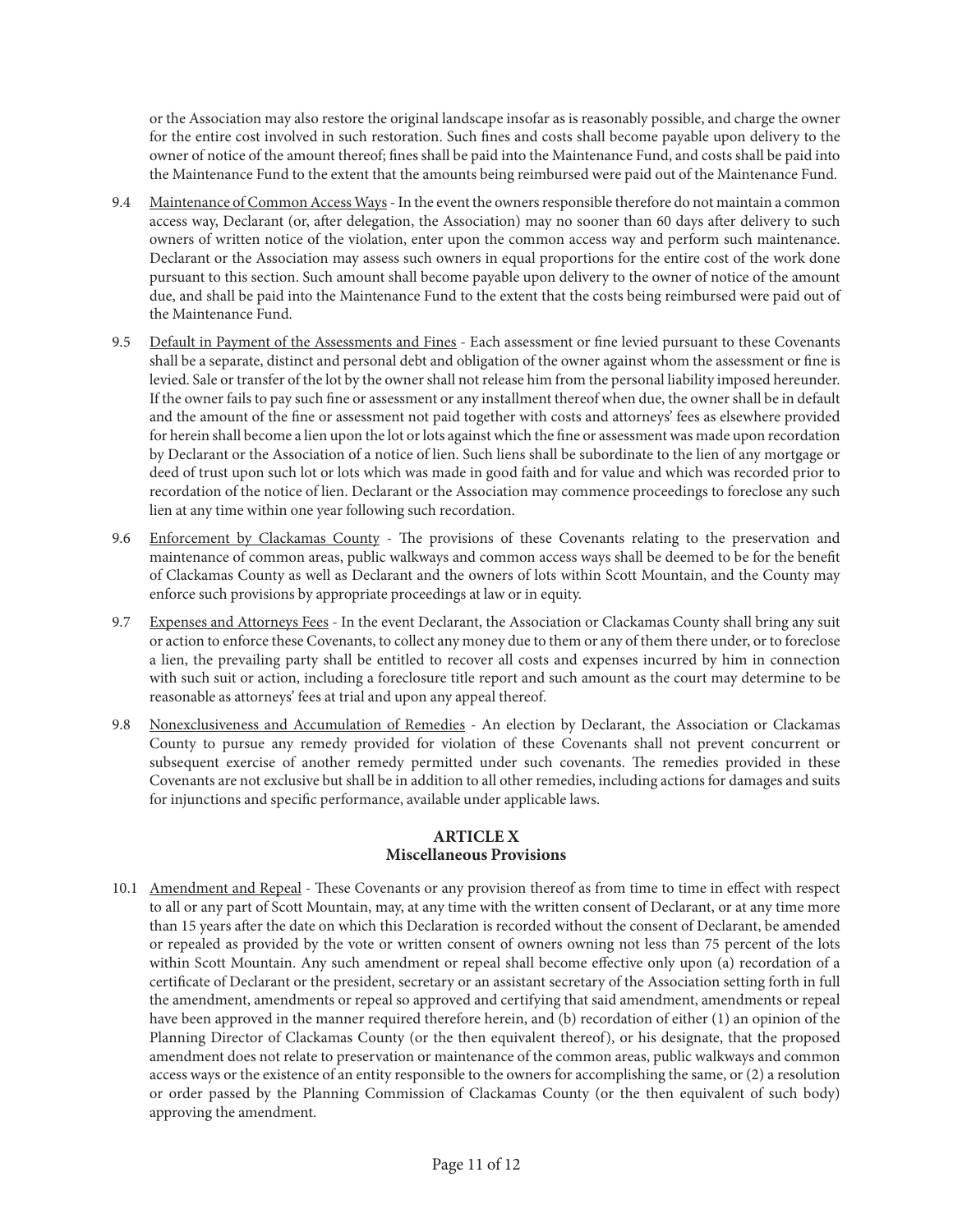or the Association may also restore the original landscape insofar as is reasonably possible, and charge the owner for the entire cost involved in such restoration. Such fines and costs shall become payable upon delivery to the owner of notice of the amount thereof; fines shall be paid into the Maintenance Fund, and costs shall be paid into the Maintenance Fund to the extent that the amounts being reimbursed were paid out of the Maintenance Fund.

9.4 Maintenance of Common Access Ways - In the event the owners responsible therefore do not maintain a common access way, Declarant (or, after delegation, the Association) may no sooner than 60 days after delivery to such owners of written notice of the violation, enter upon the common access way and perform such maintenance. Declarant or the Association may assess such owners in equal proportions for the entire cost of the work done pursuant to this section. Such amount shall become payable upon delivery to the owner of notice of the amount due, and shall be paid into the Maintenance Fund to the extent that the costs being reimbursed were paid out of the Maintenance Fund.

9.5 Default in Payment of the Assessments and Fines - Each assessment or fine levied pursuant to these Covenants shall be a separate, distinct and personal debt and obligation of the owner against whom the assessment or fine is levied. Sale or transfer of the lot by the owner shall not release him from the personal liability imposed hereunder. If the owner fails to pay such fine or assessment or any installment thereof when due, the owner shall be in default and the amount of the fine or assessment not paid together with costs and attorneys' fees as elsewhere provided for herein shall become a lien upon the lot or lots against which the fine or assessment was made upon recordation by Declarant or the Association of a notice of lien. Such liens shall be subordinate to the lien of any mortgage or deed of trust upon such lot or lots which was made in good faith and for value and which was recorded prior to recordation of the notice of lien. Declarant or the Association may commence proceedings to foreclose any such lien at any time within one year following such recordation.

9.6 Enforcement by Clackamas County - The provisions of these Covenants relating to the preservation and maintenance of common areas, public walkways and common access ways shall be deemed to be for the benefit of Clackamas County as well as Declarant and the owners of lots within Scott Mountain, and the County may enforce such provisions by appropriate proceedings at law or in equity.

9.7 Expenses and Attorneys Fees - In the event Declarant, the Association or Clackamas County shall bring any suit or action to enforce these Covenants, to collect any money due to them or any of them there under, or to foreclose a lien, the prevailing party shall be entitled to recover all costs and expenses incurred by him in connection with such suit or action, including a foreclosure title report and such amount as the court may determine to be reasonable as attorneys' fees at trial and upon any appeal thereof.

9.8 Nonexclusiveness and Accumulation of Remedies - An election by Declarant, the Association or Clackamas County to pursue any remedy provided for violation of these Covenants shall not prevent concurrent or subsequent exercise of another remedy permitted under such covenants. The remedies provided in these Covenants are not exclusive but shall be in addition to all other remedies, including actions for damages and suits for injunctions and specific performance, available under applicable laws.

## ARTICLE X
## Miscellaneous Provisions

10.1 Amendment and Repeal - These Covenants or any provision thereof as from time to time in effect with respect to all or any part of Scott Mountain, may, at any time with the written consent of Declarant, or at any time more than 15 years after the date on which this Declaration is recorded without the consent of Declarant, be amended or repealed as provided by the vote or written consent of owners owning not less than 75 percent of the lots within Scott Mountain. Any such amendment or repeal shall become effective only upon (a) recordation of a certificate of Declarant or the president, secretary or an assistant secretary of the Association setting forth in full the amendment, amendments or repeal so approved and certifying that said amendment, amendments or repeal have been approved in the manner required therefore herein, and (b) recordation of either (1) an opinion of the Planning Director of Clackamas County (or the then equivalent thereof), or his designate, that the proposed amendment does not relate to preservation or maintenance of the common areas, public walkways and common access ways or the existence of an entity responsible to the owners for accomplishing the same, or (2) a resolution or order passed by the Planning Commission of Clackamas County (or the then equivalent of such body) approving the amendment.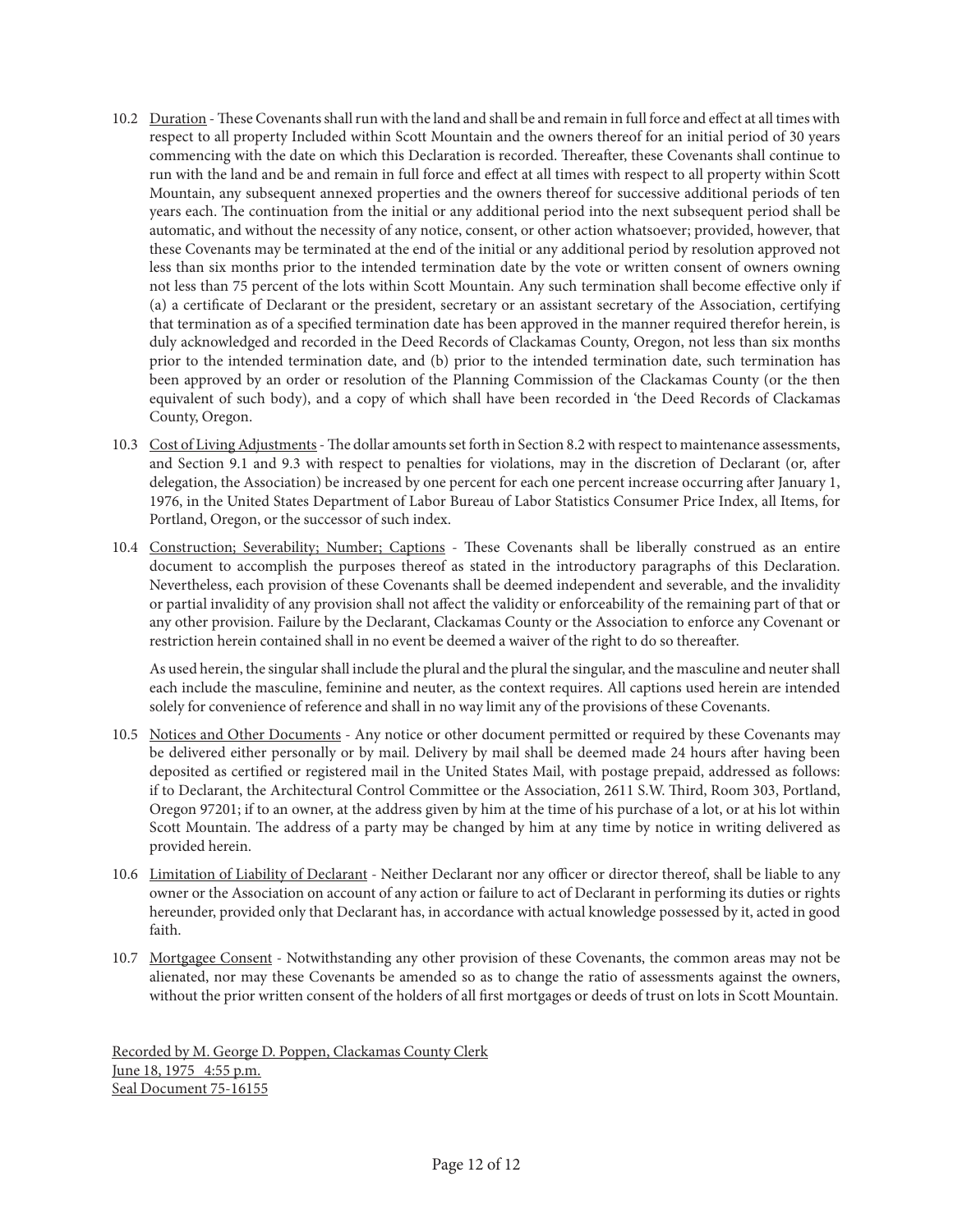10.2 Duration - These Covenants shall run with the land and shall be and remain in full force and effect at all times with respect to all property Included within Scott Mountain and the owners thereof for an initial period of 30 years commencing with the date on which this Declaration is recorded. Thereafter, these Covenants shall continue to run with the land and be and remain in full force and effect at all times with respect to all property within Scott Mountain, any subsequent annexed properties and the owners thereof for successive additional periods of ten years each. The continuation from the initial or any additional period into the next subsequent period shall be automatic, and without the necessity of any notice, consent, or other action whatsoever; provided, however, that these Covenants may be terminated at the end of the initial or any additional period by resolution approved not less than six months prior to the intended termination date by the vote or written consent of owners owning not less than 75 percent of the lots within Scott Mountain. Any such termination shall become effective only if (a) a certificate of Declarant or the president, secretary or an assistant secretary of the Association, certifying that termination as of a specified termination date has been approved in the manner required therefor herein, is duly acknowledged and recorded in the Deed Records of Clackamas County, Oregon, not less than six months prior to the intended termination date, and (b) prior to the intended termination date, such termination has been approved by an order or resolution of the Planning Commission of the Clackamas County (or the then equivalent of such body), and a copy of which shall have been recorded in 'the Deed Records of Clackamas County, Oregon.

10.3 Cost of Living Adjustments - The dollar amounts set forth in Section 8.2 with respect to maintenance assessments, and Section 9.1 and 9.3 with respect to penalties for violations, may in the discretion of Declarant (or, after delegation, the Association) be increased by one percent for each one percent increase occurring after January 1, 1976, in the United States Department of Labor Bureau of Labor Statistics Consumer Price Index, all Items, for Portland, Oregon, or the successor of such index.

10.4 Construction; Severability; Number; Captions - These Covenants shall be liberally construed as an entire document to accomplish the purposes thereof as stated in the introductory paragraphs of this Declaration. Nevertheless, each provision of these Covenants shall be deemed independent and severable, and the invalidity or partial invalidity of any provision shall not affect the validity or enforceability of the remaining part of that or any other provision. Failure by the Declarant, Clackamas County or the Association to enforce any Covenant or restriction herein contained shall in no event be deemed a waiver of the right to do so thereafter.

As used herein, the singular shall include the plural and the plural the singular, and the masculine and neuter shall each include the masculine, feminine and neuter, as the context requires. All captions used herein are intended solely for convenience of reference and shall in no way limit any of the provisions of these Covenants.

10.5 Notices and Other Documents - Any notice or other document permitted or required by these Covenants may be delivered either personally or by mail. Delivery by mail shall be deemed made 24 hours after having been deposited as certified or registered mail in the United States Mail, with postage prepaid, addressed as follows: if to Declarant, the Architectural Control Committee or the Association, 2611 S.W. Third, Room 303, Portland, Oregon 97201; if to an owner, at the address given by him at the time of his purchase of a lot, or at his lot within Scott Mountain. The address of a party may be changed by him at any time by notice in writing delivered as provided herein.

10.6 Limitation of Liability of Declarant - Neither Declarant nor any officer or director thereof, shall be liable to any owner or the Association on account of any action or failure to act of Declarant in performing its duties or rights hereunder, provided only that Declarant has, in accordance with actual knowledge possessed by it, acted in good faith.

10.7 Mortgagee Consent - Notwithstanding any other provision of these Covenants, the common areas may not be alienated, nor may these Covenants be amended so as to change the ratio of assessments against the owners, without the prior written consent of the holders of all first mortgages or deeds of trust on lots in Scott Mountain.

Recorded by M. George D. Poppen, Clackamas County Clerk
June 18, 1975 4:55 p.m.
Seal Document 75-16155